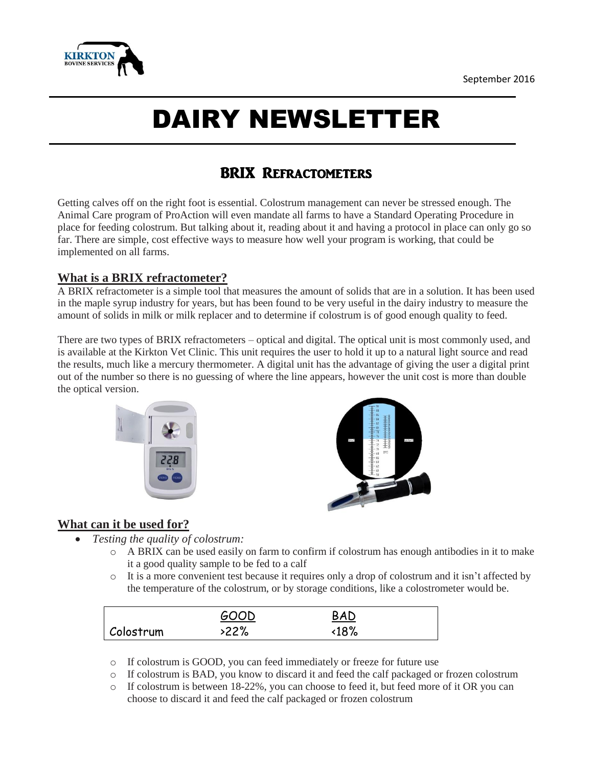# DAIRY NEWSLETTER

September 2016

## BRIX Refractometers

Getting calves off on the right foot is essential. Colostrum management can never be stressed enough. The Animal Care program of ProAction will even mandate all farms to have a Standard Operating Procedure in place for feeding colostrum. But talking about it, reading about it and having a protocol in place can only go so far. There are simple, cost effective ways to measure how well your program is working, that could be implemented on all farms.

### What is a BRIX refractometer?

A BRIX refractometer is a simple tool that measures the amount of solids that are in a solution. It has been used in the maple syrup industry for years, but has been found to be very useful in the dairy industry to measure the amount of solids in milk or milk replacer and to determine if colostrum is of good enough quality to feed.

There are two types of BRIX refractometers – optical and digital. The optical unit is most commonly used, and is available at the Kirkton Vet Clinic. This unit requires the user to hold it up to a natural light source and read the results, much like a mercury thermometer. A digital unit has the advantage of giving the user a digital print out of the number so there is no guessing of where the line appears, however the unit cost is more than double the optical version.

### What can it be used for?

- *Testing the quality of colostrum:*
  - A BRIX can be used easily on farm to confirm if colostrum has enough antibodies in it to make it a good quality sample to be fed to a calf
  - It is a more convenient test because it requires only a drop of colostrum and it isn't affected by the temperature of the colostrum, or by storage conditions, like a colostrometer would be.

| | GOOD | BAD |
|---|---|---|
| Colostrum | >22% | <18% |

  - If colostrum is GOOD, you can feed immediately or freeze for future use
  - If colostrum is BAD, you know to discard it and feed the calf packaged or frozen colostrum
  - If colostrum is between 18-22%, you can choose to feed it, but feed more of it OR you can choose to discard it and feed the calf packaged or frozen colostrum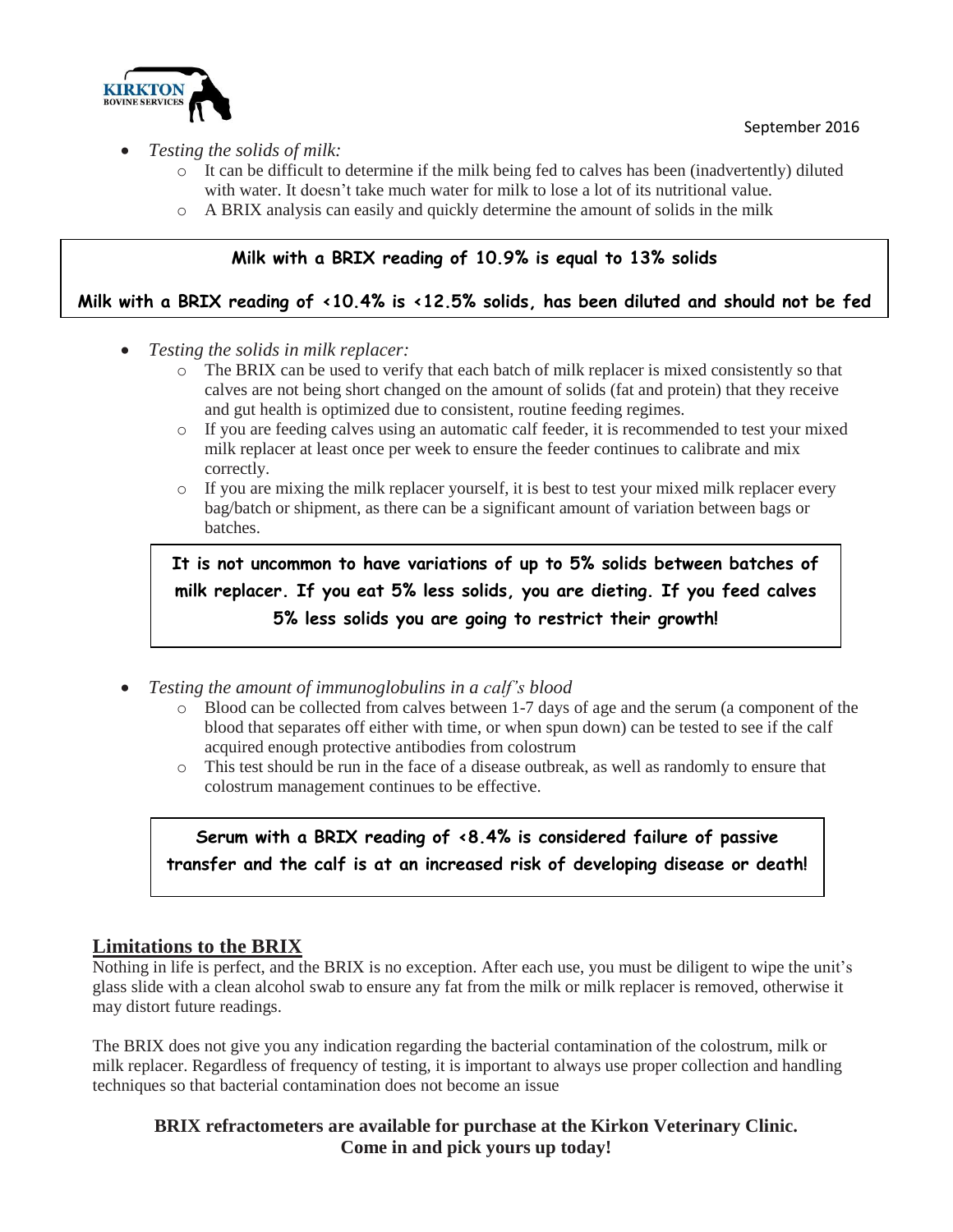- *Testing the solids of milk:*
  - It can be difficult to determine if the milk being fed to calves has been (inadvertently) diluted with water. It doesn't take much water for milk to lose a lot of its nutritional value.
  - A BRIX analysis can easily and quickly determine the amount of solids in the milk

**Milk with a BRIX reading of 10.9% is equal to 13% solids**

**Milk with a BRIX reading of <10.4% is <12.5% solids, has been diluted and should not be fed**

- *Testing the solids in milk replacer:*
  - The BRIX can be used to verify that each batch of milk replacer is mixed consistently so that calves are not being short changed on the amount of solids (fat and protein) that they receive and gut health is optimized due to consistent, routine feeding regimes.
  - If you are feeding calves using an automatic calf feeder, it is recommended to test your mixed milk replacer at least once per week to ensure the feeder continues to calibrate and mix correctly.
  - If you are mixing the milk replacer yourself, it is best to test your mixed milk replacer every bag/batch or shipment, as there can be a significant amount of variation between bags or batches.

**It is not uncommon to have variations of up to 5% solids between batches of milk replacer. If you eat 5% less solids, you are dieting. If you feed calves 5% less solids you are going to restrict their growth!**

- *Testing the amount of immunoglobulins in a calf's blood*
  - Blood can be collected from calves between 1-7 days of age and the serum (a component of the blood that separates off either with time, or when spun down) can be tested to see if the calf acquired enough protective antibodies from colostrum
  - This test should be run in the face of a disease outbreak, as well as randomly to ensure that colostrum management continues to be effective.

**Serum with a BRIX reading of <8.4% is considered failure of passive transfer and the calf is at an increased risk of developing disease or death!**

## Limitations to the BRIX

Nothing in life is perfect, and the BRIX is no exception. After each use, you must be diligent to wipe the unit's glass slide with a clean alcohol swab to ensure any fat from the milk or milk replacer is removed, otherwise it may distort future readings.

The BRIX does not give you any indication regarding the bacterial contamination of the colostrum, milk or milk replacer. Regardless of frequency of testing, it is important to always use proper collection and handling techniques so that bacterial contamination does not become an issue

**BRIX refractometers are available for purchase at the Kirkon Veterinary Clinic.**
**Come in and pick yours up today!**